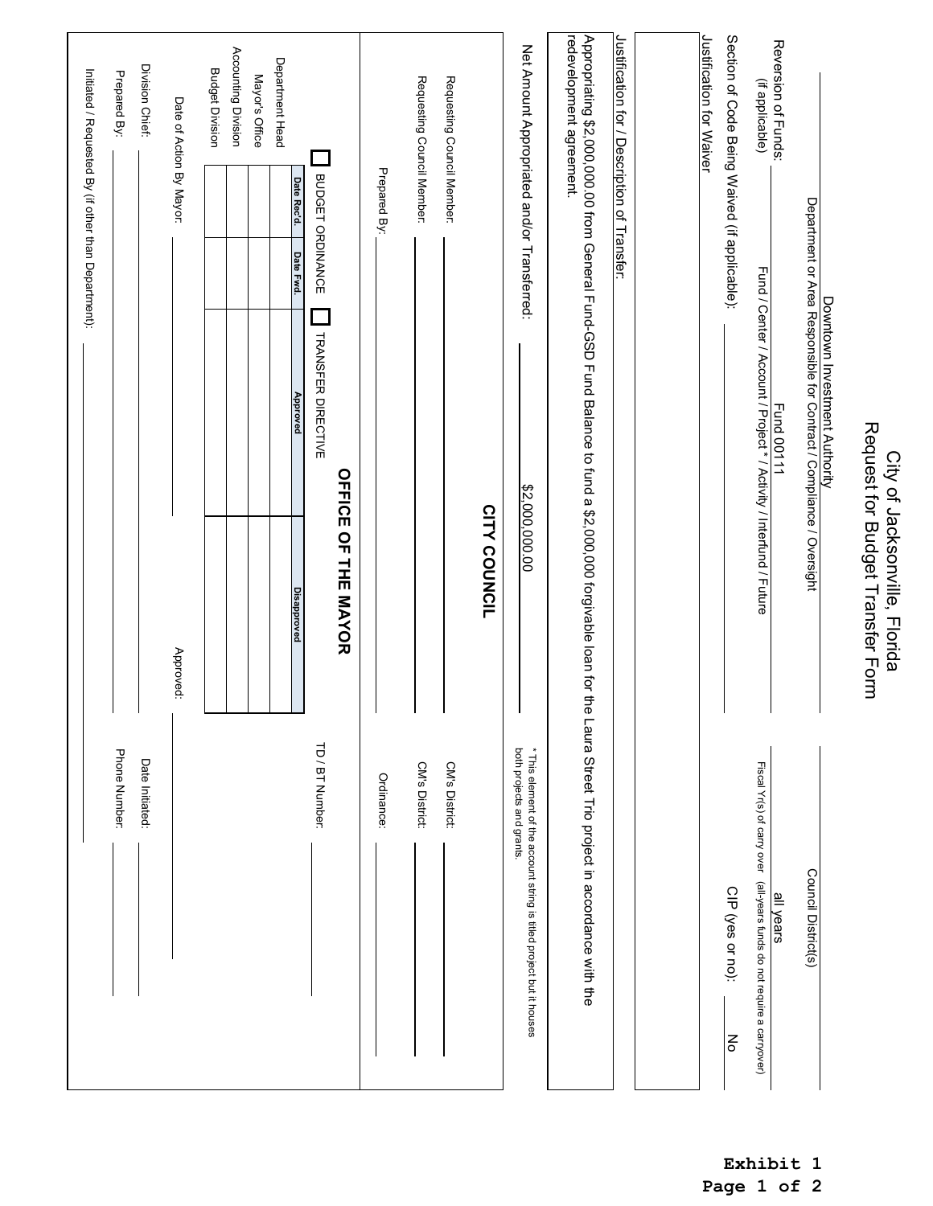# City of Jacksonville, Florida
## Request for Budget Transfer Form

Downtown Investment Authority
Department or Area Responsible for Contract / Compliance / Oversight

Council District(s): 

Reversion of Funds: (if applicable)

Fund 00111
Fund / Center / Account / Project * / Activity / Interfund / Future

all years
Fiscal Yr(s) of carry over (all-years funds do not require a carryover)

Section of Code Being Waived (if applicable):

CIP (yes or no): No

Justification for Waiver

Justification for / Description of Transfer:

Appropriating $2,000,000.00 from General Fund-GSD Fund Balance to fund a $2,000,000 forgivable loan for the Laura Street Trio project in accordance with the redevelopment agreement.

Net Amount Appropriated and/or Transferred: $2,000,000.00

* This element of the account string is titled project but it houses both projects and grants.

## CITY COUNCIL

Requesting Council Member: ____________ CM's District: ____________

Requesting Council Member: ____________ CM's District: ____________

Prepared By: ____________ Ordinance: ____________

## OFFICE OF THE MAYOR

☐ BUDGET ORDINANCE ☐ TRANSFER DIRECTIVE TD / BT Number: ____________

| | Date Rec'd. | Date Fwd. | Approved | Disapproved |
|---|---|---|---|---|
| Department Head | | | | |
| Mayor's Office | | | | |
| Accounting Division | | | | |
| Budget Division | | | | |

Date of Action By Mayor: ____________ Approved: ____________

Division Chief: ____________ Date Initiated: ____________

Prepared By: ____________ Phone Number: ____________

Initiated / Requested By (if other than Department): ____________

**Exhibit 1**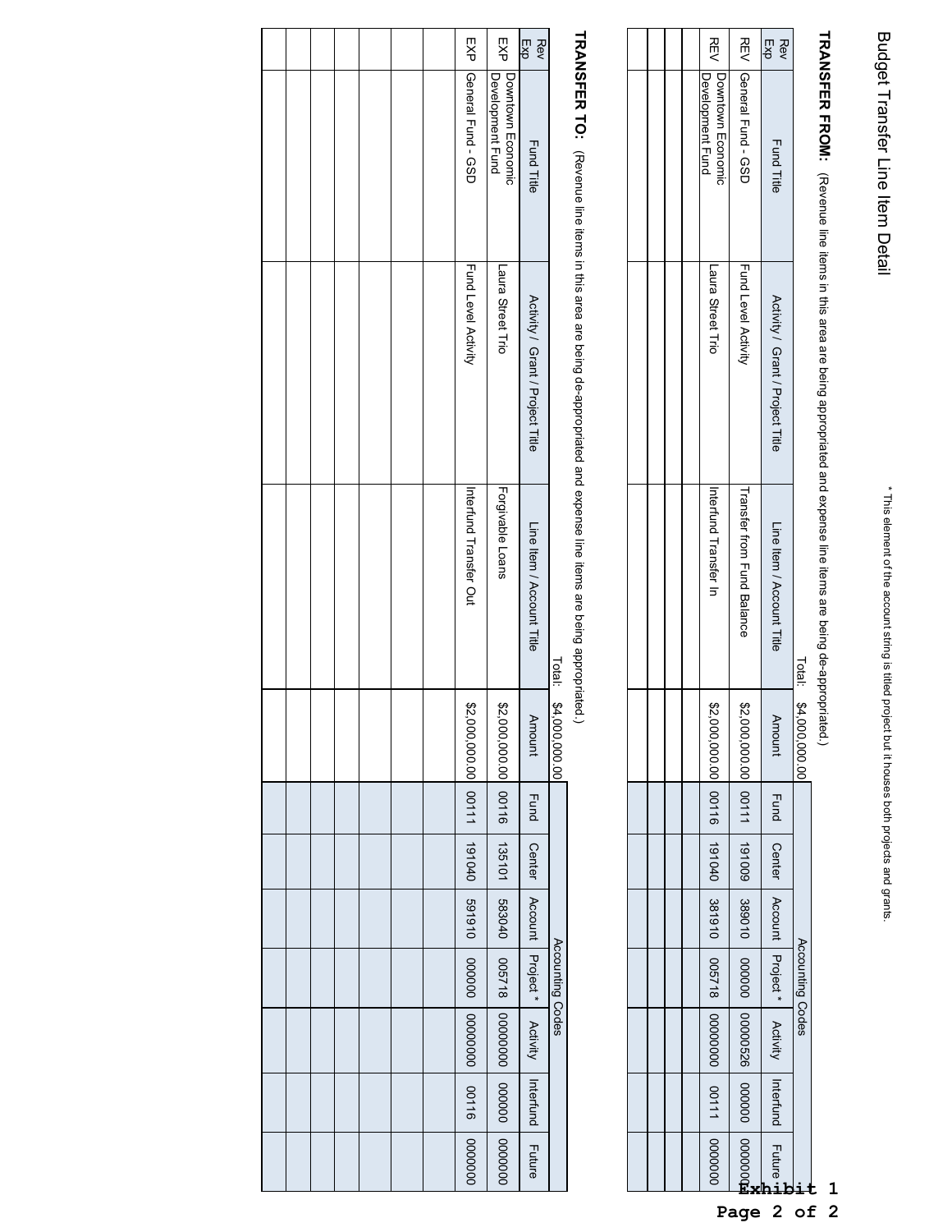# Budget Transfer Line Item Detail

\* This element of the account string is titled project but it houses both projects and grants.

**TRANSFER FROM:** (Revenue line items in this area are being appropriated and expense line items are being de-appropriated.)

Total: $4,000,000.00

| | | | | | Accounting Codes | | | | | | |
|---|---|---|---|---|---|---|---|---|---|---|---|
| Rev Exp | Fund Title | Activity / Grant / Project Title | Line Item / Account Title | Amount | Fund | Center | Account | Project * | Activity | Interfund | Future * |
| REV | General Fund - GSD | Fund Level Activity | Transfer from Fund Balance | $2,000,000.00 | 00111 | 191009 | 389010 | 000000 | 0000526 | 00000 | 000000 |
| REV | Downtown Economic Development Fund | Laura Street Trio | Interfund Transfer In | $2,000,000.00 | 00116 | 191040 | 381910 | 005718 | 0000000 | 00111 | 000000 |
| | | | | | | | | | | | |
| | | | | | | | | | | | |
| | | | | | | | | | | | |
| | | | | | | | | | | | |
| | | | | | | | | | | | |

**TRANSFER TO:** (Revenue line items in this area are being de-appropriated and expense line items are being appropriated.)

Total: $4,000,000.00

| | | | | | Accounting Codes | | | | | | |
|---|---|---|---|---|---|---|---|---|---|---|---|
| Rev Exp | Fund Title | Activity / Grant / Project Title | Line Item / Account Title | Amount | Fund | Center | Account | Project * | Activity | Interfund | Future |
| EXP | Downtown Economic Development Fund | Laura Street Trio | Forgivable Loans | $2,000,000.00 | 00116 | 135101 | 583040 | 005718 | 0000000 | 00000 | 000000 |
| EXP | General Fund - GSD | Fund Level Activity | Interfund Transfer Out | $2,000,000.00 | 00111 | 191040 | 591910 | 000000 | 0000000 | 00116 | 000000 |
| | | | | | | | | | | | |
| | | | | | | | | | | | |
| | | | | | | | | | | | |
| | | | | | | | | | | | |
| | | | | | | | | | | | |
| | | | | | | | | | | | |

**Exhibit 1**
**Page 2 of 2**